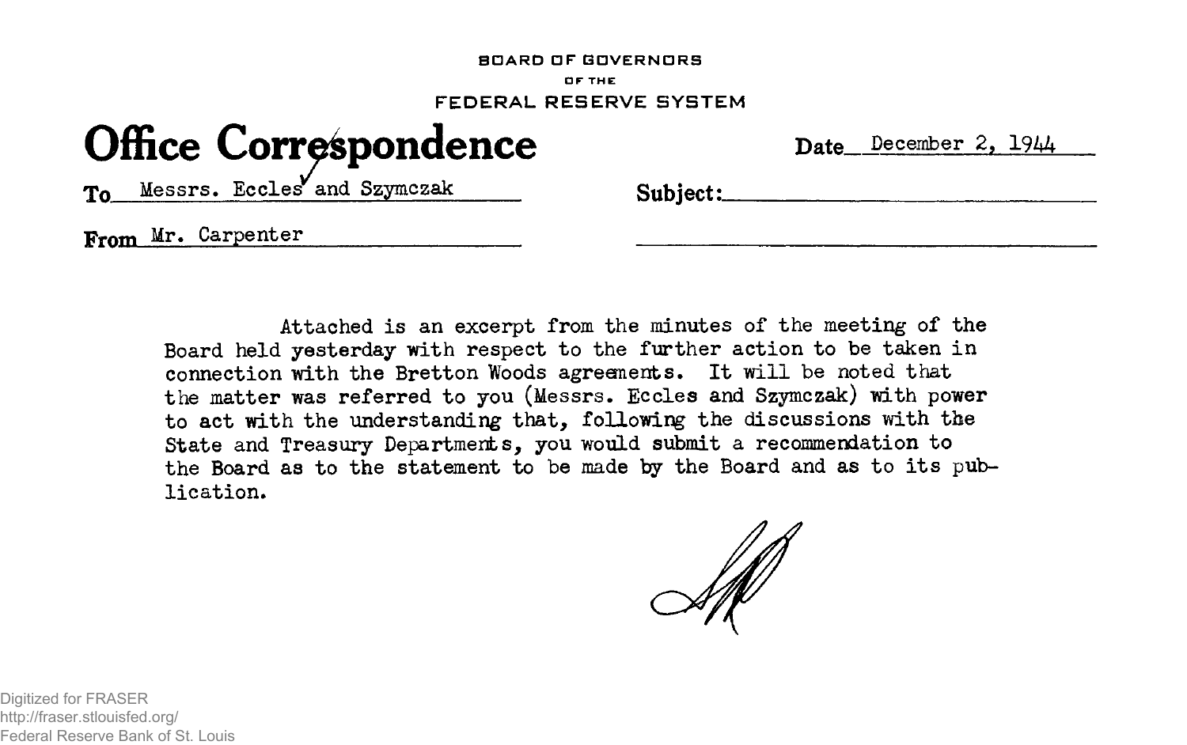BOARD OF GOVERNORS

OF THE

FEDERAL RESERVE SYSTEM

# Office Correspondence

Date December 2, 1944

To Messrs. Eccles and Szymczak

Subject:

From Mr. Carpenter

Attached is an excerpt from the minutes of the meeting of the Board held yesterday with respect to the further action to be taken in connection with the Bretton Woods agreements. It will be noted that the matter was referred to you (Messrs. Eccles and Szymczak) with power to act with the understanding that, following the discussions with the State and Treasury Departments, you would submit a recommendation to the Board as to the statement to be made by the Board and as to its publication.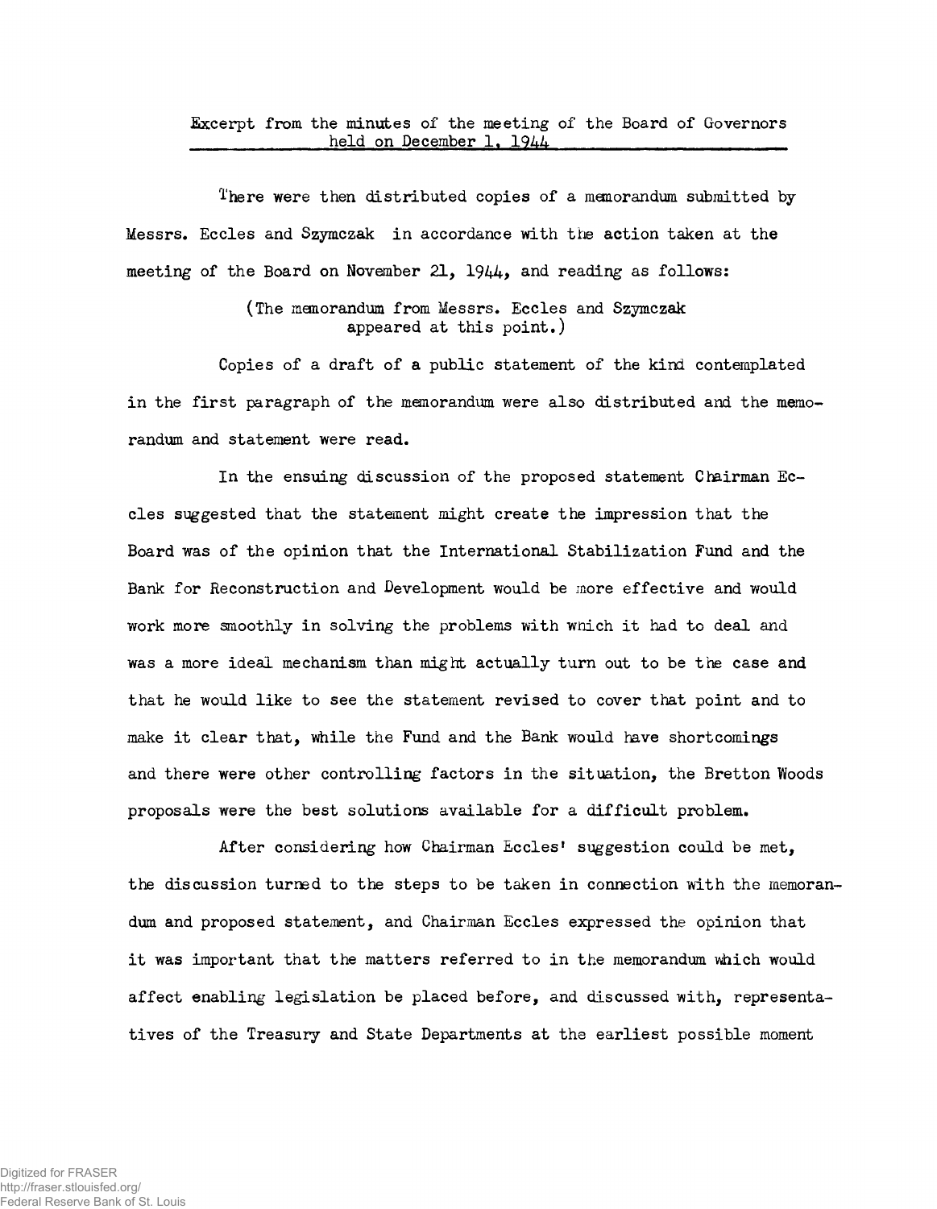Excerpt from the minutes of the meeting of the Board of Governors held on December 1, 1944

There were then distributed copies of a memorandum submitted by Messrs. Eccles and Szymczak in accordance with the action taken at the meeting of the Board on November 21, 1944, and reading as follows:

(The memorandum from Messrs. Eccles and Szymczak appeared at this point.)

Copies of a draft of a public statement of the kind contemplated in the first paragraph of the memorandum were also distributed and the memorandum and statement were read.

In the ensuing discussion of the proposed statement Chairman Eccles suggested that the statement might create the impression that the Board was of the opinion that the International Stabilization Fund and the Bank for Reconstruction and Development would be more effective and would work more smoothly in solving the problems with which it had to deal and was a more ideal mechanism than might actually turn out to be the case and that he would like to see the statement revised to cover that point and to make it clear that, while the Fund and the Bank would have shortcomings and there were other controlling factors in the situation, the Bretton Woods proposals were the best solutions available for a difficult problem.

After considering how Chairman Eccles' suggestion could be met, the discussion turned to the steps to be taken in connection with the memorandum and proposed statement, and Chairman Eccles expressed the opinion that it was important that the matters referred to in the memorandum which would affect enabling legislation be placed before, and discussed with, representatives of the Treasury and State Departments at the earliest possible moment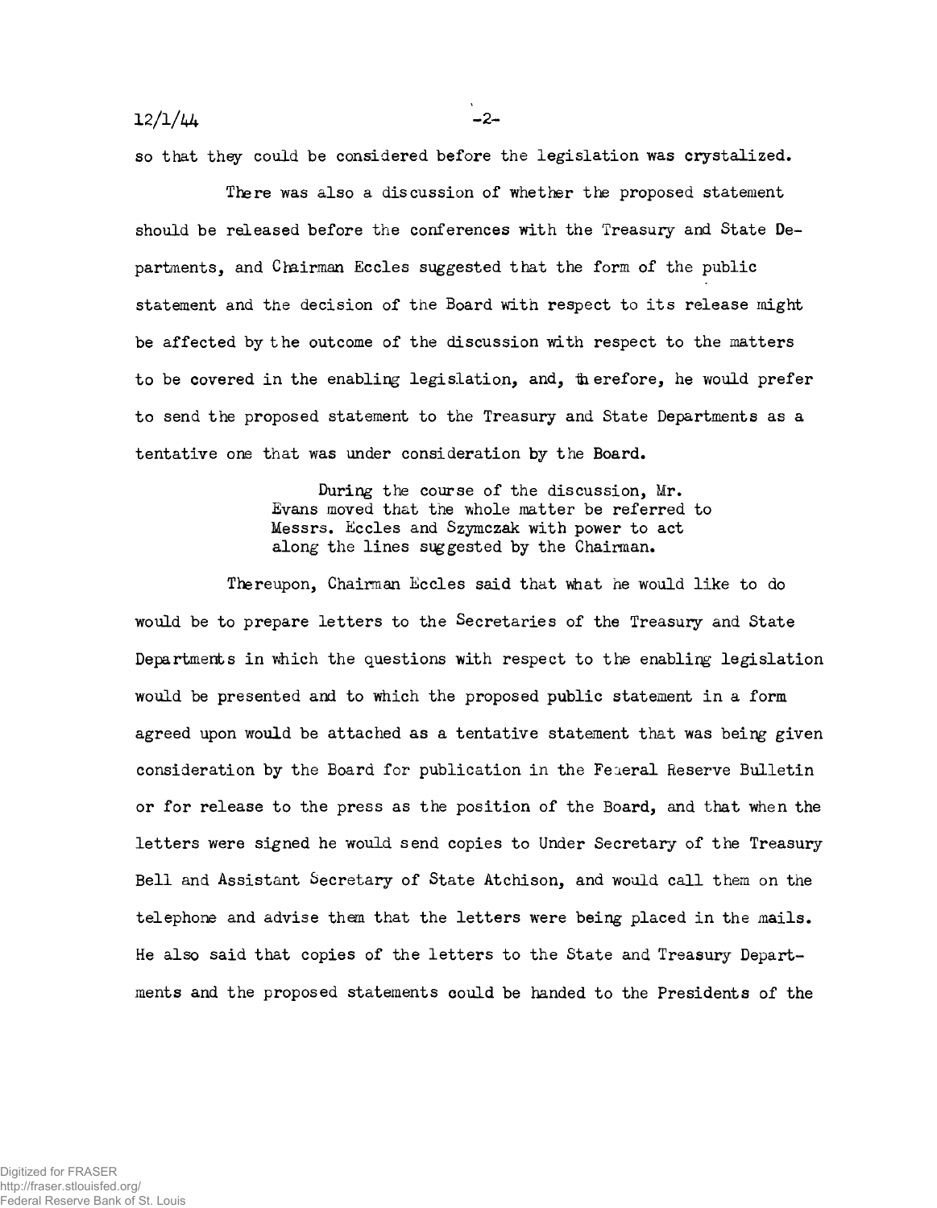so that they could be considered before the legislation was crystalized.

There was also a discussion of whether the proposed statement should be released before the conferences with the Treasury and State Departments, and Chairman Eccles suggested that the form of the public statement and the decision of the Board with respect to its release might be affected by the outcome of the discussion with respect to the matters to be covered in the enabling legislation, and, therefore, he would prefer to send the proposed statement to the Treasury and State Departments as a tentative one that was under consideration by the Board.

> During the course of the discussion, Mr. Evans moved that the whole matter be referred to Messrs. Eccles and Szymczak with power to act along the lines suggested by the Chairman.

Thereupon, Chairman Eccles said that what he would like to do would be to prepare letters to the Secretaries of the Treasury and State Departments in which the questions with respect to the enabling legislation would be presented and to which the proposed public statement in a form agreed upon would be attached as a tentative statement that was being given consideration by the Board for publication in the Federal Reserve Bulletin or for release to the press as the position of the Board, and that when the letters were signed he would send copies to Under Secretary of the Treasury Bell and Assistant Secretary of State Atchison, and would call them on the telephone and advise them that the letters were being placed in the mails. He also said that copies of the letters to the State and Treasury Departments and the proposed statements could be handed to the Presidents of the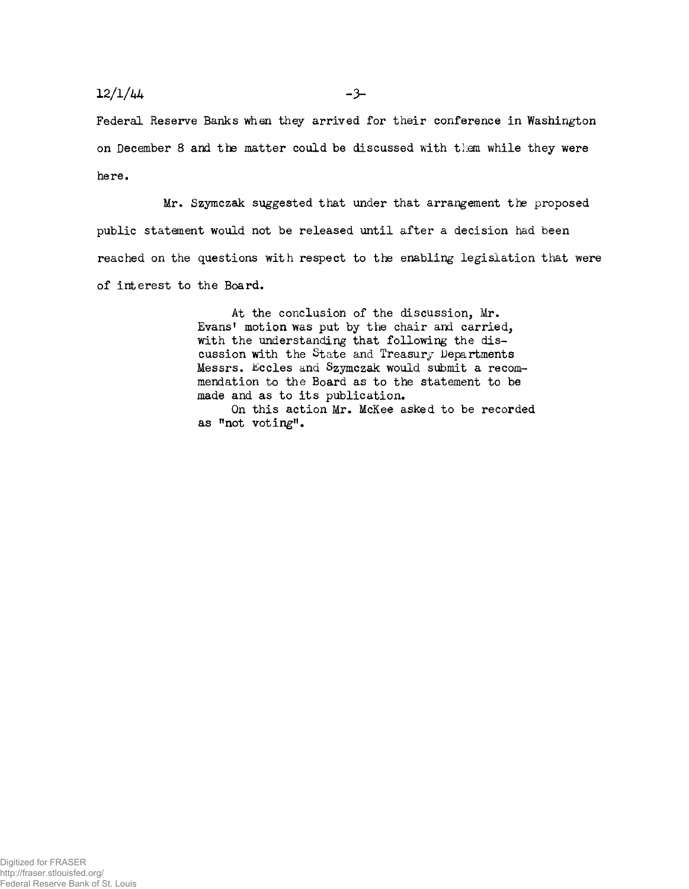Federal Reserve Banks when they arrived for their conference in Washington on December 8 and the matter could be discussed with them while they were here.

Mr. Szymczak suggested that under that arrangement the proposed public statement would not be released until after a decision had been reached on the questions with respect to the enabling legislation that were of interest to the Board.

> At the conclusion of the discussion, Mr. Evans' motion was put by the chair and carried, with the understanding that following the discussion with the State and Treasury Departments Messrs. Eccles and Szymczak would submit a recommendation to the Board as to the statement to be made and as to its publication.
>
> On this action Mr. McKee asked to be recorded as "not voting".